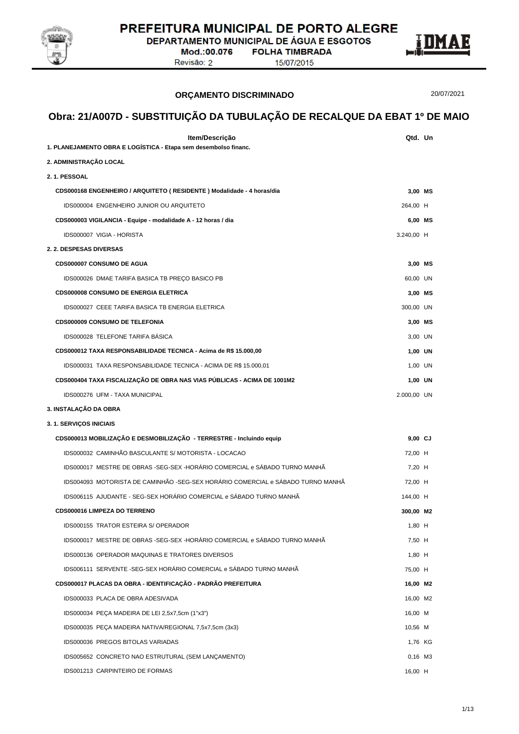PREFEITURA MUNICIPAL DE PORTO ALEGRE
DEPARTAMENTO MUNICIPAL DE ÁGUA E ESGOTOS
Mod.:00.076 FOLHA TIMBRADA
Revisão: 2 15/07/2015

## ORÇAMENTO DISCRIMINADO

20/07/2021

# Obra: 21/A007D - SUBSTITUIÇÃO DA TUBULAÇÃO DE RECALQUE DA EBAT 1º DE MAIO

| Item/Descrição | Qtd. | Un |
|---|---|---|
| **1. PLANEJAMENTO OBRA E LOGÍSTICA - Etapa sem desembolso financ.** | | |
| **2. ADMINISTRAÇÃO LOCAL** | | |
| **2. 1. PESSOAL** | | |
| **CDS000168 ENGENHEIRO / ARQUITETO ( RESIDENTE ) Modalidade - 4 horas/dia** | **3,00** | **MS** |
| IDS000004 ENGENHEIRO JUNIOR OU ARQUITETO | 264,00 | H |
| **CDS000003 VIGILANCIA - Equipe - modalidade A - 12 horas / dia** | **6,00** | **MS** |
| IDS000007 VIGIA - HORISTA | 3.240,00 | H |
| **2. 2. DESPESAS DIVERSAS** | | |
| **CDS000007 CONSUMO DE AGUA** | **3,00** | **MS** |
| IDS000026 DMAE TARIFA BASICA TB PREÇO BASICO PB | 60,00 | UN |
| **CDS000008 CONSUMO DE ENERGIA ELETRICA** | **3,00** | **MS** |
| IDS000027 CEEE TARIFA BASICA TB ENERGIA ELETRICA | 300,00 | UN |
| **CDS000009 CONSUMO DE TELEFONIA** | **3,00** | **MS** |
| IDS000028 TELEFONE TARIFA BÁSICA | 3,00 | UN |
| **CDS000012 TAXA RESPONSABILIDADE TECNICA - Acima de R$ 15.000,00** | **1,00** | **UN** |
| IDS000031 TAXA RESPONSABILIDADE TECNICA - ACIMA DE R$ 15.000,01 | 1,00 | UN |
| **CDS000404 TAXA FISCALIZAÇÃO DE OBRA NAS VIAS PÚBLICAS - ACIMA DE 1001M2** | **1,00** | **UN** |
| IDS000276 UFM - TAXA MUNICIPAL | 2.000,00 | UN |
| **3. INSTALAÇÃO DA OBRA** | | |
| **3. 1. SERVIÇOS INICIAIS** | | |
| **CDS000013 MOBILIZAÇÃO E DESMOBILIZAÇÃO - TERRESTRE - Incluindo equip** | **9,00** | **CJ** |
| IDS000032 CAMINHÃO BASCULANTE S/ MOTORISTA - LOCACAO | 72,00 | H |
| IDS000017 MESTRE DE OBRAS -SEG-SEX -HORÁRIO COMERCIAL e SÁBADO TURNO MANHÃ | 7,20 | H |
| IDS004093 MOTORISTA DE CAMINHÃO -SEG-SEX HORÁRIO COMERCIAL e SÁBADO TURNO MANHÃ | 72,00 | H |
| IDS006115 AJUDANTE - SEG-SEX HORÁRIO COMERCIAL e SÁBADO TURNO MANHÃ | 144,00 | H |
| **CDS000016 LIMPEZA DO TERRENO** | **300,00** | **M2** |
| IDS000155 TRATOR ESTEIRA S/ OPERADOR | 1,80 | H |
| IDS000017 MESTRE DE OBRAS -SEG-SEX -HORÁRIO COMERCIAL e SÁBADO TURNO MANHÃ | 7,50 | H |
| IDS000136 OPERADOR MAQUINAS E TRATORES DIVERSOS | 1,80 | H |
| IDS006111 SERVENTE -SEG-SEX HORÁRIO COMERCIAL e SÁBADO TURNO MANHÃ | 75,00 | H |
| **CDS000017 PLACAS DA OBRA - IDENTIFICAÇÃO - PADRÃO PREFEITURA** | **16,00** | **M2** |
| IDS000033 PLACA DE OBRA ADESIVADA | 16,00 | M2 |
| IDS000034 PEÇA MADEIRA DE LEI 2,5x7,5cm (1"x3") | 16,00 | M |
| IDS000035 PEÇA MADEIRA NATIVA/REGIONAL 7,5x7,5cm (3x3) | 10,56 | M |
| IDS000036 PREGOS BITOLAS VARIADAS | 1,76 | KG |
| IDS005652 CONCRETO NAO ESTRUTURAL (SEM LANÇAMENTO) | 0,16 | M3 |
| IDS001213 CARPINTEIRO DE FORMAS | 16,00 | H |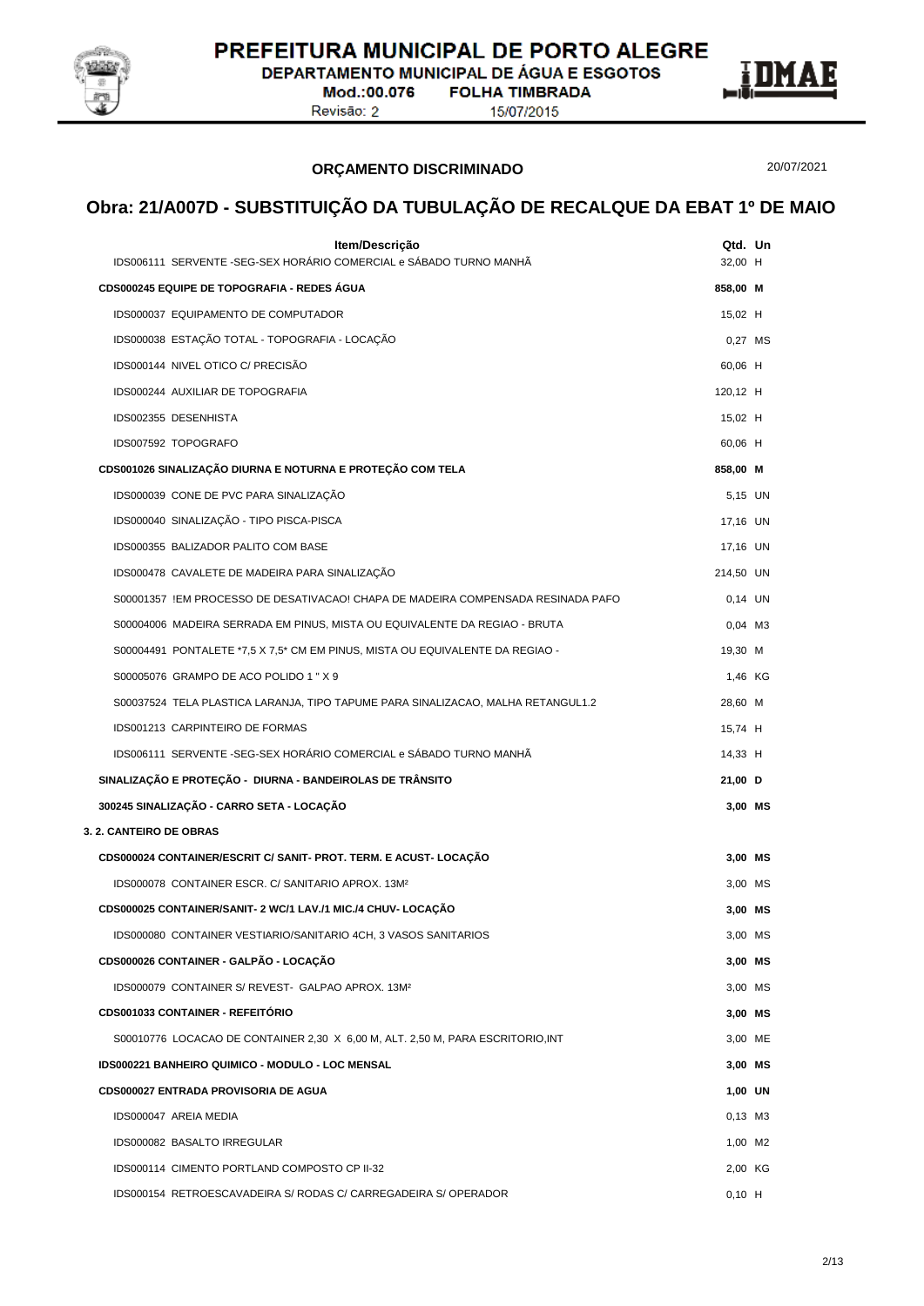## ORÇAMENTO DISCRIMINADO

20/07/2021

# Obra: 21/A007D - SUBSTITUIÇÃO DA TUBULAÇÃO DE RECALQUE DA EBAT 1º DE MAIO

| Item/Descrição | Qtd. | Un |
|---|---|---|
| IDS006111 SERVENTE -SEG-SEX HORÁRIO COMERCIAL e SÁBADO TURNO MANHÃ | 32,00 | H |
| **CDS000245 EQUIPE DE TOPOGRAFIA - REDES ÁGUA** | **858,00** | **M** |
| IDS000037 EQUIPAMENTO DE COMPUTADOR | 15,02 | H |
| IDS000038 ESTAÇÃO TOTAL - TOPOGRAFIA - LOCAÇÃO | 0,27 | MS |
| IDS000144 NIVEL OTICO C/ PRECISÃO | 60,06 | H |
| IDS000244 AUXILIAR DE TOPOGRAFIA | 120,12 | H |
| IDS002355 DESENHISTA | 15,02 | H |
| IDS007592 TOPOGRAFO | 60,06 | H |
| **CDS001026 SINALIZAÇÃO DIURNA E NOTURNA E PROTEÇÃO COM TELA** | **858,00** | **M** |
| IDS000039 CONE DE PVC PARA SINALIZAÇÃO | 5,15 | UN |
| IDS000040 SINALIZAÇÃO - TIPO PISCA-PISCA | 17,16 | UN |
| IDS000355 BALIZADOR PALITO COM BASE | 17,16 | UN |
| IDS000478 CAVALETE DE MADEIRA PARA SINALIZAÇÃO | 214,50 | UN |
| S00001357 !EM PROCESSO DE DESATIVACAO! CHAPA DE MADEIRA COMPENSADA RESINADA PAFO | 0,14 | UN |
| S00004006 MADEIRA SERRADA EM PINUS, MISTA OU EQUIVALENTE DA REGIAO - BRUTA | 0,04 | M3 |
| S00004491 PONTALETE *7,5 X 7,5* CM EM PINUS, MISTA OU EQUIVALENTE DA REGIAO - | 19,30 | M |
| S00005076 GRAMPO DE ACO POLIDO 1 " X 9 | 1,46 | KG |
| S00037524 TELA PLASTICA LARANJA, TIPO TAPUME PARA SINALIZACAO, MALHA RETANGUL1.2 | 28,60 | M |
| IDS001213 CARPINTEIRO DE FORMAS | 15,74 | H |
| IDS006111 SERVENTE -SEG-SEX HORÁRIO COMERCIAL e SÁBADO TURNO MANHÃ | 14,33 | H |
| **SINALIZAÇÃO E PROTEÇÃO - DIURNA - BANDEIROLAS DE TRÂNSITO** | **21,00** | **D** |
| **300245 SINALIZAÇÃO - CARRO SETA - LOCAÇÃO** | **3,00** | **MS** |
| **3. 2. CANTEIRO DE OBRAS** | | |
| **CDS000024 CONTAINER/ESCRIT C/ SANIT- PROT. TERM. E ACUST- LOCAÇÃO** | **3,00** | **MS** |
| IDS000078 CONTAINER ESCR. C/ SANITARIO APROX. 13M² | 3,00 | MS |
| **CDS000025 CONTAINER/SANIT- 2 WC/1 LAV./1 MIC./4 CHUV- LOCAÇÃO** | **3,00** | **MS** |
| IDS000080 CONTAINER VESTIARIO/SANITARIO 4CH, 3 VASOS SANITARIOS | 3,00 | MS |
| **CDS000026 CONTAINER - GALPÃO - LOCAÇÃO** | **3,00** | **MS** |
| IDS000079 CONTAINER S/ REVEST- GALPAO APROX. 13M² | 3,00 | MS |
| **CDS001033 CONTAINER - REFEITÓRIO** | **3,00** | **MS** |
| S00010776 LOCACAO DE CONTAINER 2,30 X 6,00 M, ALT. 2,50 M, PARA ESCRITORIO,INT | 3,00 | ME |
| **IDS000221 BANHEIRO QUIMICO - MODULO - LOC MENSAL** | **3,00** | **MS** |
| **CDS000027 ENTRADA PROVISORIA DE AGUA** | **1,00** | **UN** |
| IDS000047 AREIA MEDIA | 0,13 | M3 |
| IDS000082 BASALTO IRREGULAR | 1,00 | M2 |
| IDS000114 CIMENTO PORTLAND COMPOSTO CP II-32 | 2,00 | KG |
| IDS000154 RETROESCAVADEIRA S/ RODAS C/ CARREGADEIRA S/ OPERADOR | 0,10 | H |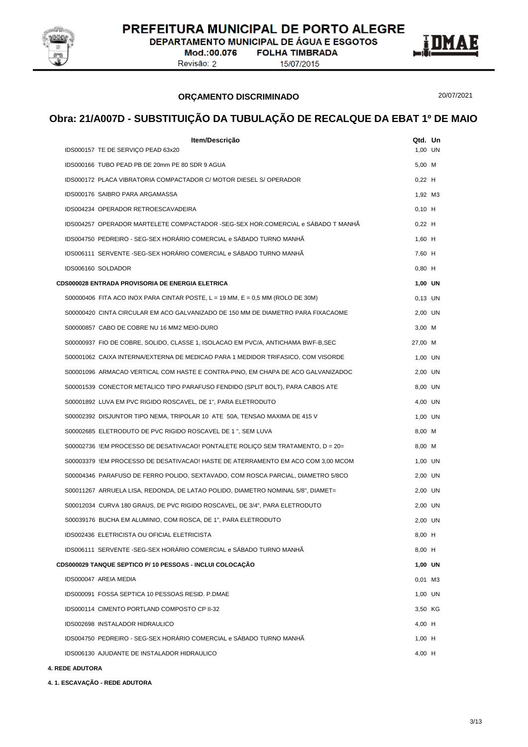PREFEITURA MUNICIPAL DE PORTO ALEGRE
DEPARTAMENTO MUNICIPAL DE ÁGUA E ESGOTOS
Mod.:00.076 FOLHA TIMBRADA
Revisão: 2 15/07/2015

## ORÇAMENTO DISCRIMINADO

20/07/2021

# Obra: 21/A007D - SUBSTITUIÇÃO DA TUBULAÇÃO DE RECALQUE DA EBAT 1º DE MAIO

| Item/Descrição | Qtd. | Un |
|---|---|---|
| IDS000157 TE DE SERVIÇO PEAD 63x20 | 1,00 | UN |
| IDS000166 TUBO PEAD PB DE 20mm PE 80 SDR 9 AGUA | 5,00 | M |
| IDS000172 PLACA VIBRATORIA COMPACTADOR C/ MOTOR DIESEL S/ OPERADOR | 0,22 | H |
| IDS000176 SAIBRO PARA ARGAMASSA | 1,92 | M3 |
| IDS004234 OPERADOR RETROESCAVADEIRA | 0,10 | H |
| IDS004257 OPERADOR MARTELETE COMPACTADOR -SEG-SEX HOR.COMERCIAL e SÁBADO T MANHÃ | 0,22 | H |
| IDS004750 PEDREIRO - SEG-SEX HORÁRIO COMERCIAL e SÁBADO TURNO MANHÃ | 1,60 | H |
| IDS006111 SERVENTE -SEG-SEX HORÁRIO COMERCIAL e SÁBADO TURNO MANHÃ | 7,60 | H |
| IDS006160 SOLDADOR | 0,80 | H |
| **CDS000028 ENTRADA PROVISORIA DE ENERGIA ELETRICA** | **1,00** | **UN** |
| S00000406 FITA ACO INOX PARA CINTAR POSTE, L = 19 MM, E = 0,5 MM (ROLO DE 30M) | 0,13 | UN |
| S00000420 CINTA CIRCULAR EM ACO GALVANIZADO DE 150 MM DE DIAMETRO PARA FIXACAOME | 2,00 | UN |
| S00000857 CABO DE COBRE NU 16 MM2 MEIO-DURO | 3,00 | M |
| S00000937 FIO DE COBRE, SOLIDO, CLASSE 1, ISOLACAO EM PVC/A, ANTICHAMA BWF-B,SEC | 27,00 | M |
| S00001062 CAIXA INTERNA/EXTERNA DE MEDICAO PARA 1 MEDIDOR TRIFASICO, COM VISORDE | 1,00 | UN |
| S00001096 ARMACAO VERTICAL COM HASTE E CONTRA-PINO, EM CHAPA DE ACO GALVANIZADOC | 2,00 | UN |
| S00001539 CONECTOR METALICO TIPO PARAFUSO FENDIDO (SPLIT BOLT), PARA CABOS ATE | 8,00 | UN |
| S00001892 LUVA EM PVC RIGIDO ROSCAVEL, DE 1", PARA ELETRODUTO | 4,00 | UN |
| S00002392 DISJUNTOR TIPO NEMA, TRIPOLAR 10 ATE 50A, TENSAO MAXIMA DE 415 V | 1,00 | UN |
| S00002685 ELETRODUTO DE PVC RIGIDO ROSCAVEL DE 1 ", SEM LUVA | 8,00 | M |
| S00002736 !EM PROCESSO DE DESATIVACAO! PONTALETE ROLIÇO SEM TRATAMENTO, D = 20= | 8,00 | M |
| S00003379 !EM PROCESSO DE DESATIVACAO! HASTE DE ATERRAMENTO EM ACO COM 3,00 MCOM | 1,00 | UN |
| S00004346 PARAFUSO DE FERRO POLIDO, SEXTAVADO, COM ROSCA PARCIAL, DIAMETRO 5/8CO | 2,00 | UN |
| S00011267 ARRUELA LISA, REDONDA, DE LATAO POLIDO, DIAMETRO NOMINAL 5/8", DIAMET= | 2,00 | UN |
| S00012034 CURVA 180 GRAUS, DE PVC RIGIDO ROSCAVEL, DE 3/4", PARA ELETRODUTO | 2,00 | UN |
| S00039176 BUCHA EM ALUMINIO, COM ROSCA, DE 1", PARA ELETRODUTO | 2,00 | UN |
| IDS002436 ELETRICISTA OU OFICIAL ELETRICISTA | 8,00 | H |
| IDS006111 SERVENTE -SEG-SEX HORÁRIO COMERCIAL e SÁBADO TURNO MANHÃ | 8,00 | H |
| **CDS000029 TANQUE SEPTICO P/ 10 PESSOAS - INCLUI COLOCAÇÃO** | **1,00** | **UN** |
| IDS000047 AREIA MEDIA | 0,01 | M3 |
| IDS000091 FOSSA SEPTICA 10 PESSOAS RESID. P.DMAE | 1,00 | UN |
| IDS000114 CIMENTO PORTLAND COMPOSTO CP II-32 | 3,50 | KG |
| IDS002698 INSTALADOR HIDRAULICO | 4,00 | H |
| IDS004750 PEDREIRO - SEG-SEX HORÁRIO COMERCIAL e SÁBADO TURNO MANHÃ | 1,00 | H |
| IDS006130 AJUDANTE DE INSTALADOR HIDRAULICO | 4,00 | H |

**4. REDE ADUTORA**

**4. 1. ESCAVAÇÃO - REDE ADUTORA**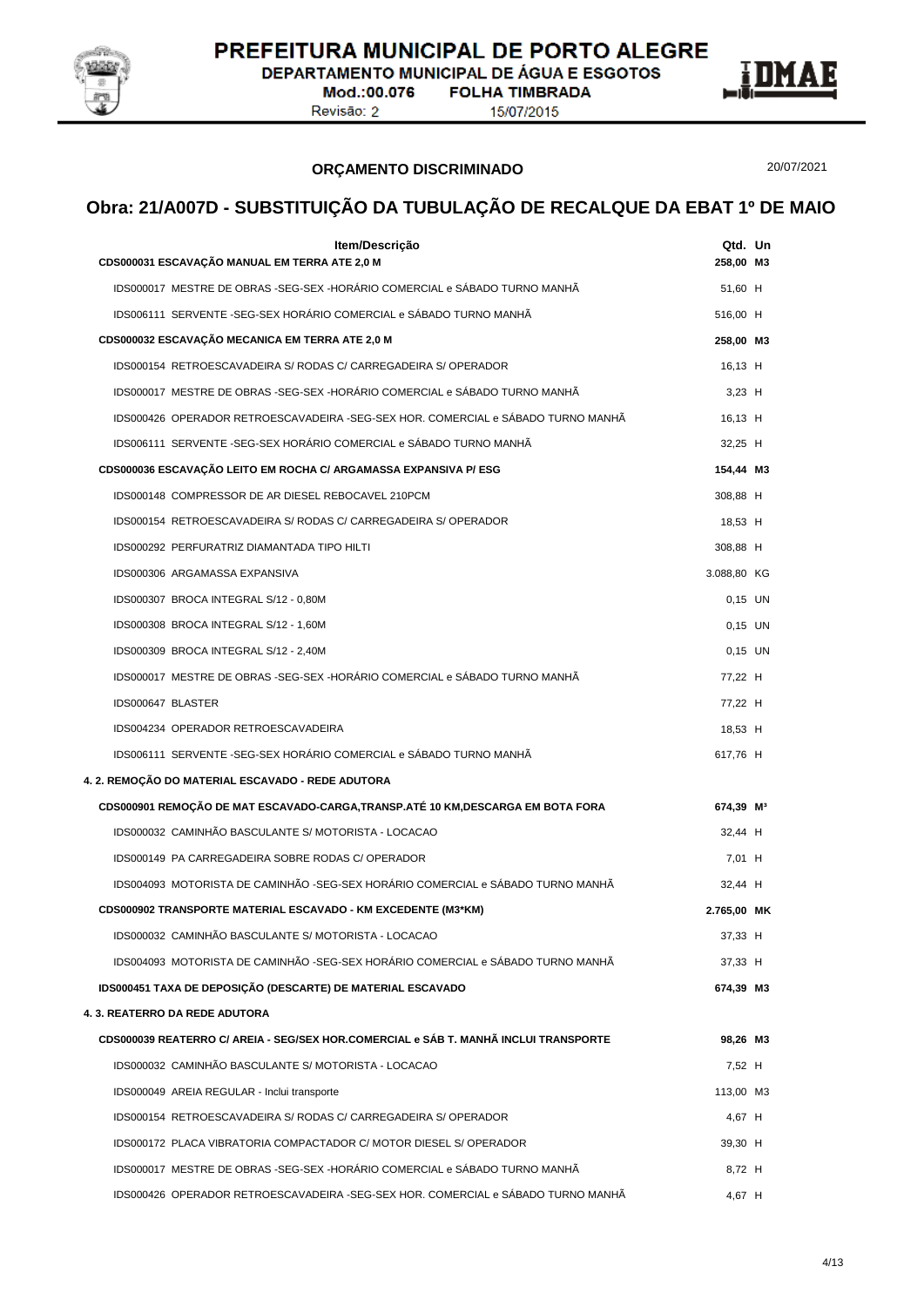PREFEITURA MUNICIPAL DE PORTO ALEGRE
DEPARTAMENTO MUNICIPAL DE ÁGUA E ESGOTOS
Mod.:00.076 FOLHA TIMBRADA
Revisão: 2 15/07/2015

**ORÇAMENTO DISCRIMINADO** 20/07/2021

## Obra: 21/A007D - SUBSTITUIÇÃO DA TUBULAÇÃO DE RECALQUE DA EBAT 1º DE MAIO

| Item/Descrição | Qtd. | Un |
|---|---|---|
| **CDS000031 ESCAVAÇÃO MANUAL EM TERRA ATE 2,0 M** | **258,00** | **M3** |
| IDS000017 MESTRE DE OBRAS -SEG-SEX -HORÁRIO COMERCIAL e SÁBADO TURNO MANHÃ | 51,60 | H |
| IDS006111 SERVENTE -SEG-SEX HORÁRIO COMERCIAL e SÁBADO TURNO MANHÃ | 516,00 | H |
| **CDS000032 ESCAVAÇÃO MECANICA EM TERRA ATE 2,0 M** | **258,00** | **M3** |
| IDS000154 RETROESCAVADEIRA S/ RODAS C/ CARREGADEIRA S/ OPERADOR | 16,13 | H |
| IDS000017 MESTRE DE OBRAS -SEG-SEX -HORÁRIO COMERCIAL e SÁBADO TURNO MANHÃ | 3,23 | H |
| IDS000426 OPERADOR RETROESCAVADEIRA -SEG-SEX HOR. COMERCIAL e SÁBADO TURNO MANHÃ | 16,13 | H |
| IDS006111 SERVENTE -SEG-SEX HORÁRIO COMERCIAL e SÁBADO TURNO MANHÃ | 32,25 | H |
| **CDS000036 ESCAVAÇÃO LEITO EM ROCHA C/ ARGAMASSA EXPANSIVA P/ ESG** | **154,44** | **M3** |
| IDS000148 COMPRESSOR DE AR DIESEL REBOCAVEL 210PCM | 308,88 | H |
| IDS000154 RETROESCAVADEIRA S/ RODAS C/ CARREGADEIRA S/ OPERADOR | 18,53 | H |
| IDS000292 PERFURATRIZ DIAMANTADA TIPO HILTI | 308,88 | H |
| IDS000306 ARGAMASSA EXPANSIVA | 3.088,80 | KG |
| IDS000307 BROCA INTEGRAL S/12 - 0,80M | 0,15 | UN |
| IDS000308 BROCA INTEGRAL S/12 - 1,60M | 0,15 | UN |
| IDS000309 BROCA INTEGRAL S/12 - 2,40M | 0,15 | UN |
| IDS000017 MESTRE DE OBRAS -SEG-SEX -HORÁRIO COMERCIAL e SÁBADO TURNO MANHÃ | 77,22 | H |
| IDS000647 BLASTER | 77,22 | H |
| IDS004234 OPERADOR RETROESCAVADEIRA | 18,53 | H |
| IDS006111 SERVENTE -SEG-SEX HORÁRIO COMERCIAL e SÁBADO TURNO MANHÃ | 617,76 | H |
| **4. 2. REMOÇÃO DO MATERIAL ESCAVADO - REDE ADUTORA** | | |
| **CDS000901 REMOÇÃO DE MAT ESCAVADO-CARGA,TRANSP.ATÉ 10 KM,DESCARGA EM BOTA FORA** | **674,39** | **M³** |
| IDS000032 CAMINHÃO BASCULANTE S/ MOTORISTA - LOCACAO | 32,44 | H |
| IDS000149 PA CARREGADEIRA SOBRE RODAS C/ OPERADOR | 7,01 | H |
| IDS004093 MOTORISTA DE CAMINHÃO -SEG-SEX HORÁRIO COMERCIAL e SÁBADO TURNO MANHÃ | 32,44 | H |
| **CDS000902 TRANSPORTE MATERIAL ESCAVADO - KM EXCEDENTE (M3*KM)** | **2.765,00** | **MK** |
| IDS000032 CAMINHÃO BASCULANTE S/ MOTORISTA - LOCACAO | 37,33 | H |
| IDS004093 MOTORISTA DE CAMINHÃO -SEG-SEX HORÁRIO COMERCIAL e SÁBADO TURNO MANHÃ | 37,33 | H |
| **IDS000451 TAXA DE DEPOSIÇÃO (DESCARTE) DE MATERIAL ESCAVADO** | **674,39** | **M3** |
| **4. 3. REATERRO DA REDE ADUTORA** | | |
| **CDS000039 REATERRO C/ AREIA - SEG/SEX HOR.COMERCIAL e SÁB T. MANHÃ INCLUI TRANSPORTE** | **98,26** | **M3** |
| IDS000032 CAMINHÃO BASCULANTE S/ MOTORISTA - LOCACAO | 7,52 | H |
| IDS000049 AREIA REGULAR - Inclui transporte | 113,00 | M3 |
| IDS000154 RETROESCAVADEIRA S/ RODAS C/ CARREGADEIRA S/ OPERADOR | 4,67 | H |
| IDS000172 PLACA VIBRATORIA COMPACTADOR C/ MOTOR DIESEL S/ OPERADOR | 39,30 | H |
| IDS000017 MESTRE DE OBRAS -SEG-SEX -HORÁRIO COMERCIAL e SÁBADO TURNO MANHÃ | 8,72 | H |
| IDS000426 OPERADOR RETROESCAVADEIRA -SEG-SEX HOR. COMERCIAL e SÁBADO TURNO MANHÃ | 4,67 | H |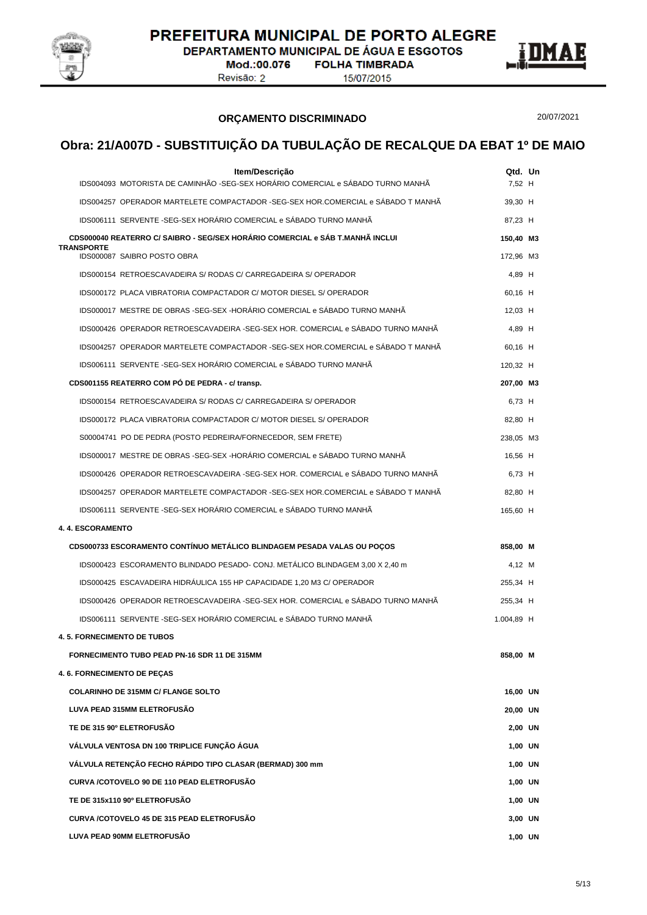## ORÇAMENTO DISCRIMINADO

20/07/2021

# Obra: 21/A007D - SUBSTITUIÇÃO DA TUBULAÇÃO DE RECALQUE DA EBAT 1º DE MAIO

| Item/Descrição | Qtd. | Un |
|---|---|---|
| IDS004093 MOTORISTA DE CAMINHÃO -SEG-SEX HORÁRIO COMERCIAL e SÁBADO TURNO MANHÃ | 7,52 | H |
| IDS004257 OPERADOR MARTELETE COMPACTADOR -SEG-SEX HOR.COMERCIAL e SÁBADO T MANHÃ | 39,30 | H |
| IDS006111 SERVENTE -SEG-SEX HORÁRIO COMERCIAL e SÁBADO TURNO MANHÃ | 87,23 | H |
| **CDS000040 REATERRO C/ SAIBRO - SEG/SEX HORÁRIO COMERCIAL e SÁB T.MANHÃ INCLUI TRANSPORTE** | **150,40** | **M3** |
| IDS000087 SAIBRO POSTO OBRA | 172,96 | M3 |
| IDS000154 RETROESCAVADEIRA S/ RODAS C/ CARREGADEIRA S/ OPERADOR | 4,89 | H |
| IDS000172 PLACA VIBRATORIA COMPACTADOR C/ MOTOR DIESEL S/ OPERADOR | 60,16 | H |
| IDS000017 MESTRE DE OBRAS -SEG-SEX -HORÁRIO COMERCIAL e SÁBADO TURNO MANHÃ | 12,03 | H |
| IDS000426 OPERADOR RETROESCAVADEIRA -SEG-SEX HOR. COMERCIAL e SÁBADO TURNO MANHÃ | 4,89 | H |
| IDS004257 OPERADOR MARTELETE COMPACTADOR -SEG-SEX HOR.COMERCIAL e SÁBADO T MANHÃ | 60,16 | H |
| IDS006111 SERVENTE -SEG-SEX HORÁRIO COMERCIAL e SÁBADO TURNO MANHÃ | 120,32 | H |
| **CDS001155 REATERRO COM PÓ DE PEDRA - c/ transp.** | **207,00** | **M3** |
| IDS000154 RETROESCAVADEIRA S/ RODAS C/ CARREGADEIRA S/ OPERADOR | 6,73 | H |
| IDS000172 PLACA VIBRATORIA COMPACTADOR C/ MOTOR DIESEL S/ OPERADOR | 82,80 | H |
| S00004741 PO DE PEDRA (POSTO PEDREIRA/FORNECEDOR, SEM FRETE) | 238,05 | M3 |
| IDS000017 MESTRE DE OBRAS -SEG-SEX -HORÁRIO COMERCIAL e SÁBADO TURNO MANHÃ | 16,56 | H |
| IDS000426 OPERADOR RETROESCAVADEIRA -SEG-SEX HOR. COMERCIAL e SÁBADO TURNO MANHÃ | 6,73 | H |
| IDS004257 OPERADOR MARTELETE COMPACTADOR -SEG-SEX HOR.COMERCIAL e SÁBADO T MANHÃ | 82,80 | H |
| IDS006111 SERVENTE -SEG-SEX HORÁRIO COMERCIAL e SÁBADO TURNO MANHÃ | 165,60 | H |
| **4. 4. ESCORAMENTO** | | |
| **CDS000733 ESCORAMENTO CONTÍNUO METÁLICO BLINDAGEM PESADA VALAS OU POÇOS** | **858,00** | **M** |
| IDS000423 ESCORAMENTO BLINDADO PESADO- CONJ. METÁLICO BLINDAGEM 3,00 X 2,40 m | 4,12 | M |
| IDS000425 ESCAVADEIRA HIDRÁULICA 155 HP CAPACIDADE 1,20 M3 C/ OPERADOR | 255,34 | H |
| IDS000426 OPERADOR RETROESCAVADEIRA -SEG-SEX HOR. COMERCIAL e SÁBADO TURNO MANHÃ | 255,34 | H |
| IDS006111 SERVENTE -SEG-SEX HORÁRIO COMERCIAL e SÁBADO TURNO MANHÃ | 1.004,89 | H |
| **4. 5. FORNECIMENTO DE TUBOS** | | |
| **FORNECIMENTO TUBO PEAD PN-16 SDR 11 DE 315MM** | **858,00** | **M** |
| **4. 6. FORNECIMENTO DE PEÇAS** | | |
| **COLARINHO DE 315MM C/ FLANGE SOLTO** | **16,00** | **UN** |
| **LUVA PEAD 315MM ELETROFUSÃO** | **20,00** | **UN** |
| **TE DE 315 90º ELETROFUSÃO** | **2,00** | **UN** |
| **VÁLVULA VENTOSA DN 100 TRIPLICE FUNÇÃO ÁGUA** | **1,00** | **UN** |
| **VÁLVULA RETENÇÃO FECHO RÁPIDO TIPO CLASAR (BERMAD) 300 mm** | **1,00** | **UN** |
| **CURVA /COTOVELO 90 DE 110 PEAD ELETROFUSÃO** | **1,00** | **UN** |
| **TE DE 315x110 90º ELETROFUSÃO** | **1,00** | **UN** |
| **CURVA /COTOVELO 45 DE 315 PEAD ELETROFUSÃO** | **3,00** | **UN** |
| **LUVA PEAD 90MM ELETROFUSÃO** | **1,00** | **UN** |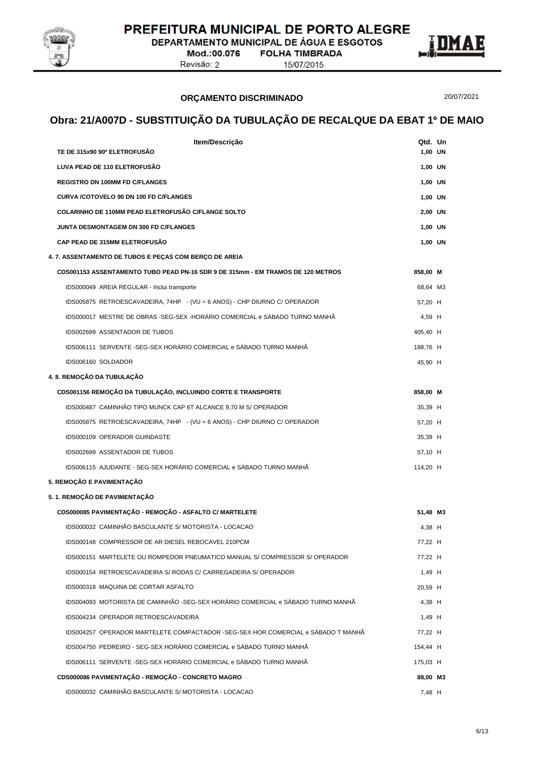## ORÇAMENTO DISCRIMINADO

20/07/2021

# Obra: 21/A007D - SUBSTITUIÇÃO DA TUBULAÇÃO DE RECALQUE DA EBAT 1º DE MAIO

| Item/Descrição | Qtd. | Un |
|---|---|---|
| **TE DE 315x90 90º ELETROFUSÃO** | **1,00** | **UN** |
| **LUVA PEAD DE 110 ELETROFUSÃO** | **1,00** | **UN** |
| **REGISTRO DN 100MM FD C/FLANGES** | **1,00** | **UN** |
| **CURVA /COTOVELO 90 DN 100 FD C/FLANGES** | **1,00** | **UN** |
| **COLARINHO DE 110MM PEAD ELETROFUSÃO C/FLANGE SOLTO** | **2,00** | **UN** |
| **JUNTA DESMONTAGEM DN 300 FD C/FLANGES** | **1,00** | **UN** |
| **CAP PEAD DE 315MM ELETROFUSÃO** | **1,00** | **UN** |
| **4. 7. ASSENTAMENTO DE TUBOS E PEÇAS COM BERÇO DE AREIA** | | |
| **CDS001153 ASSENTAMENTO TUBO PEAD PN-16 SDR 9 DE 315mm - EM TRAMOS DE 120 METROS** | **858,00** | **M** |
| IDS000049 AREIA REGULAR - Inclui transporte | 68,64 | M3 |
| IDS005875 RETROESCAVADEIRA, 74HP - (VU = 6 ANOS) - CHP DIURNO C/ OPERADOR | 57,20 | H |
| IDS000017 MESTRE DE OBRAS -SEG-SEX -HORÁRIO COMERCIAL e SÁBADO TURNO MANHÃ | 4,59 | H |
| IDS002699 ASSENTADOR DE TUBOS | 405,40 | H |
| IDS006111 SERVENTE -SEG-SEX HORÁRIO COMERCIAL e SÁBADO TURNO MANHÃ | 188,76 | H |
| IDS006160 SOLDADOR | 45,90 | H |
| **4. 8. REMOÇÃO DA TUBULAÇÃO** | | |
| **CDS001156 REMOÇÃO DA TUBULAÇÃO, INCLUINDO CORTE E TRANSPORTE** | **858,00** | **M** |
| IDS000487 CAMINHÃO TIPO MUNCK CAP 6T ALCANCE 9,70 M S/ OPERADOR | 35,39 | H |
| IDS005875 RETROESCAVADEIRA, 74HP - (VU = 6 ANOS) - CHP DIURNO C/ OPERADOR | 57,20 | H |
| IDS000109 OPERADOR GUINDASTE | 35,39 | H |
| IDS002699 ASSENTADOR DE TUBOS | 57,10 | H |
| IDS006115 AJUDANTE - SEG-SEX HORÁRIO COMERCIAL e SÁBADO TURNO MANHÃ | 114,20 | H |
| **5. REMOÇÃO E PAVIMENTAÇÃO** | | |
| **5. 1. REMOÇÃO DE PAVIMENTAÇÃO** | | |
| **CDS000085 PAVIMENTAÇÃO - REMOÇÃO - ASFALTO C/ MARTELETE** | **51,48** | **M3** |
| IDS000032 CAMINHÃO BASCULANTE S/ MOTORISTA - LOCACAO | 4,38 | H |
| IDS000148 COMPRESSOR DE AR DIESEL REBOCAVEL 210PCM | 77,22 | H |
| IDS000151 MARTELETE OU ROMPEDOR PNEUMATICO MANUAL S/ COMPRESSOR S/ OPERADOR | 77,22 | H |
| IDS000154 RETROESCAVADEIRA S/ RODAS C/ CARREGADEIRA S/ OPERADOR | 1,49 | H |
| IDS000318 MAQUINA DE CORTAR ASFALTO | 20,59 | H |
| IDS004093 MOTORISTA DE CAMINHÃO -SEG-SEX HORÁRIO COMERCIAL e SÁBADO TURNO MANHÃ | 4,38 | H |
| IDS004234 OPERADOR RETROESCAVADEIRA | 1,49 | H |
| IDS004257 OPERADOR MARTELETE COMPACTADOR -SEG-SEX HOR.COMERCIAL e SÁBADO T MANHÃ | 77,22 | H |
| IDS004750 PEDREIRO - SEG-SEX HORÁRIO COMERCIAL e SÁBADO TURNO MANHÃ | 154,44 | H |
| IDS006111 SERVENTE -SEG-SEX HORÁRIO COMERCIAL e SÁBADO TURNO MANHÃ | 175,03 | H |
| **CDS000086 PAVIMENTAÇÃO - REMOÇÃO - CONCRETO MAGRO** | **88,00** | **M3** |
| IDS000032 CAMINHÃO BASCULANTE S/ MOTORISTA - LOCACAO | 7,48 | H |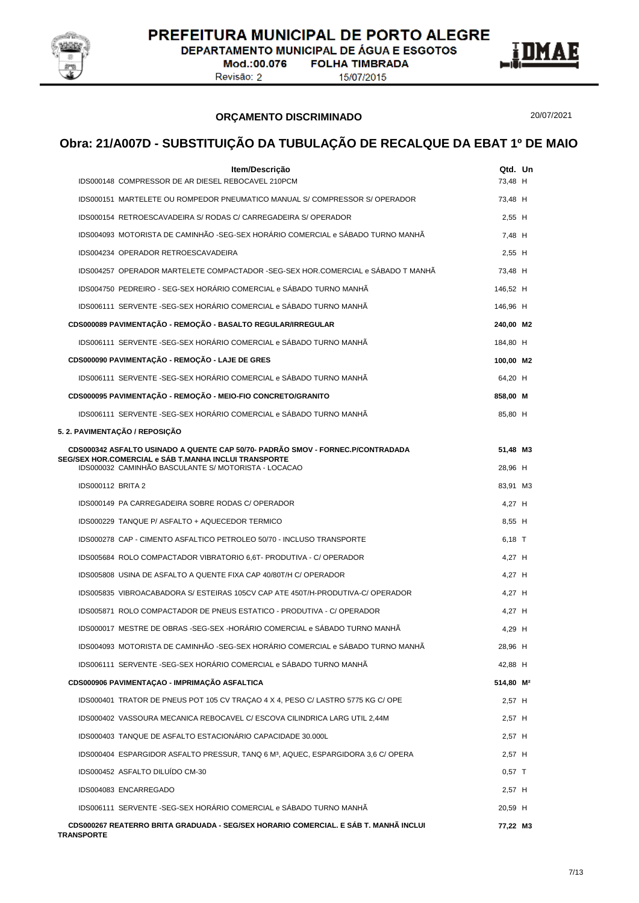**PREFEITURA MUNICIPAL DE PORTO ALEGRE**
**DEPARTAMENTO MUNICIPAL DE ÁGUA E ESGOTOS**
Mod.:00.076 FOLHA TIMBRADA
Revisão: 2 15/07/2015

## ORÇAMENTO DISCRIMINADO

20/07/2021

# Obra: 21/A007D - SUBSTITUIÇÃO DA TUBULAÇÃO DE RECALQUE DA EBAT 1º DE MAIO

| Item/Descrição | Qtd. | Un |
|---|---|---|
| IDS000148 COMPRESSOR DE AR DIESEL REBOCAVEL 210PCM | 73,48 | H |
| IDS000151 MARTELETE OU ROMPEDOR PNEUMATICO MANUAL S/ COMPRESSOR S/ OPERADOR | 73,48 | H |
| IDS000154 RETROESCAVADEIRA S/ RODAS C/ CARREGADEIRA S/ OPERADOR | 2,55 | H |
| IDS004093 MOTORISTA DE CAMINHÃO -SEG-SEX HORÁRIO COMERCIAL e SÁBADO TURNO MANHÃ | 7,48 | H |
| IDS004234 OPERADOR RETROESCAVADEIRA | 2,55 | H |
| IDS004257 OPERADOR MARTELETE COMPACTADOR -SEG-SEX HOR.COMERCIAL e SÁBADO T MANHÃ | 73,48 | H |
| IDS004750 PEDREIRO - SEG-SEX HORÁRIO COMERCIAL e SÁBADO TURNO MANHÃ | 146,52 | H |
| IDS006111 SERVENTE -SEG-SEX HORÁRIO COMERCIAL e SÁBADO TURNO MANHÃ | 146,96 | H |
| **CDS000089 PAVIMENTAÇÃO - REMOÇÃO - BASALTO REGULAR/IRREGULAR** | **240,00** | **M2** |
| IDS006111 SERVENTE -SEG-SEX HORÁRIO COMERCIAL e SÁBADO TURNO MANHÃ | 184,80 | H |
| **CDS000090 PAVIMENTAÇÃO - REMOÇÃO - LAJE DE GRES** | **100,00** | **M2** |
| IDS006111 SERVENTE -SEG-SEX HORÁRIO COMERCIAL e SÁBADO TURNO MANHÃ | 64,20 | H |
| **CDS000095 PAVIMENTAÇÃO - REMOÇÃO - MEIO-FIO CONCRETO/GRANITO** | **858,00** | **M** |
| IDS006111 SERVENTE -SEG-SEX HORÁRIO COMERCIAL e SÁBADO TURNO MANHÃ | 85,80 | H |
| **5. 2. PAVIMENTAÇÃO / REPOSIÇÃO** | | |
| **CDS000342 ASFALTO USINADO A QUENTE CAP 50/70- PADRÃO SMOV - FORNEC.P/CONTRADADA SEG/SEX HOR.COMERCIAL e SÁB T.MANHA INCLUI TRANSPORTE** | **51,48** | **M3** |
| IDS000032 CAMINHÃO BASCULANTE S/ MOTORISTA - LOCACAO | 28,96 | H |
| IDS000112 BRITA 2 | 83,91 | M3 |
| IDS000149 PA CARREGADEIRA SOBRE RODAS C/ OPERADOR | 4,27 | H |
| IDS000229 TANQUE P/ ASFALTO + AQUECEDOR TERMICO | 8,55 | H |
| IDS000278 CAP - CIMENTO ASFALTICO PETROLEO 50/70 - INCLUSO TRANSPORTE | 6,18 | T |
| IDS005684 ROLO COMPACTADOR VIBRATORIO 6,6T- PRODUTIVA - C/ OPERADOR | 4,27 | H |
| IDS005808 USINA DE ASFALTO A QUENTE FIXA CAP 40/80T/H C/ OPERADOR | 4,27 | H |
| IDS005835 VIBROACABADORA S/ ESTEIRAS 105CV CAP ATE 450T/H-PRODUTIVA-C/ OPERADOR | 4,27 | H |
| IDS005871 ROLO COMPACTADOR DE PNEUS ESTATICO - PRODUTIVA - C/ OPERADOR | 4,27 | H |
| IDS000017 MESTRE DE OBRAS -SEG-SEX -HORÁRIO COMERCIAL e SÁBADO TURNO MANHÃ | 4,29 | H |
| IDS004093 MOTORISTA DE CAMINHÃO -SEG-SEX HORÁRIO COMERCIAL e SÁBADO TURNO MANHÃ | 28,96 | H |
| IDS006111 SERVENTE -SEG-SEX HORÁRIO COMERCIAL e SÁBADO TURNO MANHÃ | 42,88 | H |
| **CDS000906 PAVIMENTAÇAO - IMPRIMAÇÃO ASFALTICA** | **514,80** | **M²** |
| IDS000401 TRATOR DE PNEUS POT 105 CV TRAÇAO 4 X 4, PESO C/ LASTRO 5775 KG C/ OPE | 2,57 | H |
| IDS000402 VASSOURA MECANICA REBOCAVEL C/ ESCOVA CILINDRICA LARG UTIL 2,44M | 2,57 | H |
| IDS000403 TANQUE DE ASFALTO ESTACIONÁRIO CAPACIDADE 30.000L | 2,57 | H |
| IDS000404 ESPARGIDOR ASFALTO PRESSUR, TANQ 6 M³, AQUEC, ESPARGIDORA 3,6 C/ OPERA | 2,57 | H |
| IDS000452 ASFALTO DILUÍDO CM-30 | 0,57 | T |
| IDS004083 ENCARREGADO | 2,57 | H |
| IDS006111 SERVENTE -SEG-SEX HORÁRIO COMERCIAL e SÁBADO TURNO MANHÃ | 20,59 | H |
| **CDS000267 REATERRO BRITA GRADUADA - SEG/SEX HORARIO COMERCIAL. E SÁB T. MANHÃ INCLUI TRANSPORTE** | **77,22** | **M3** |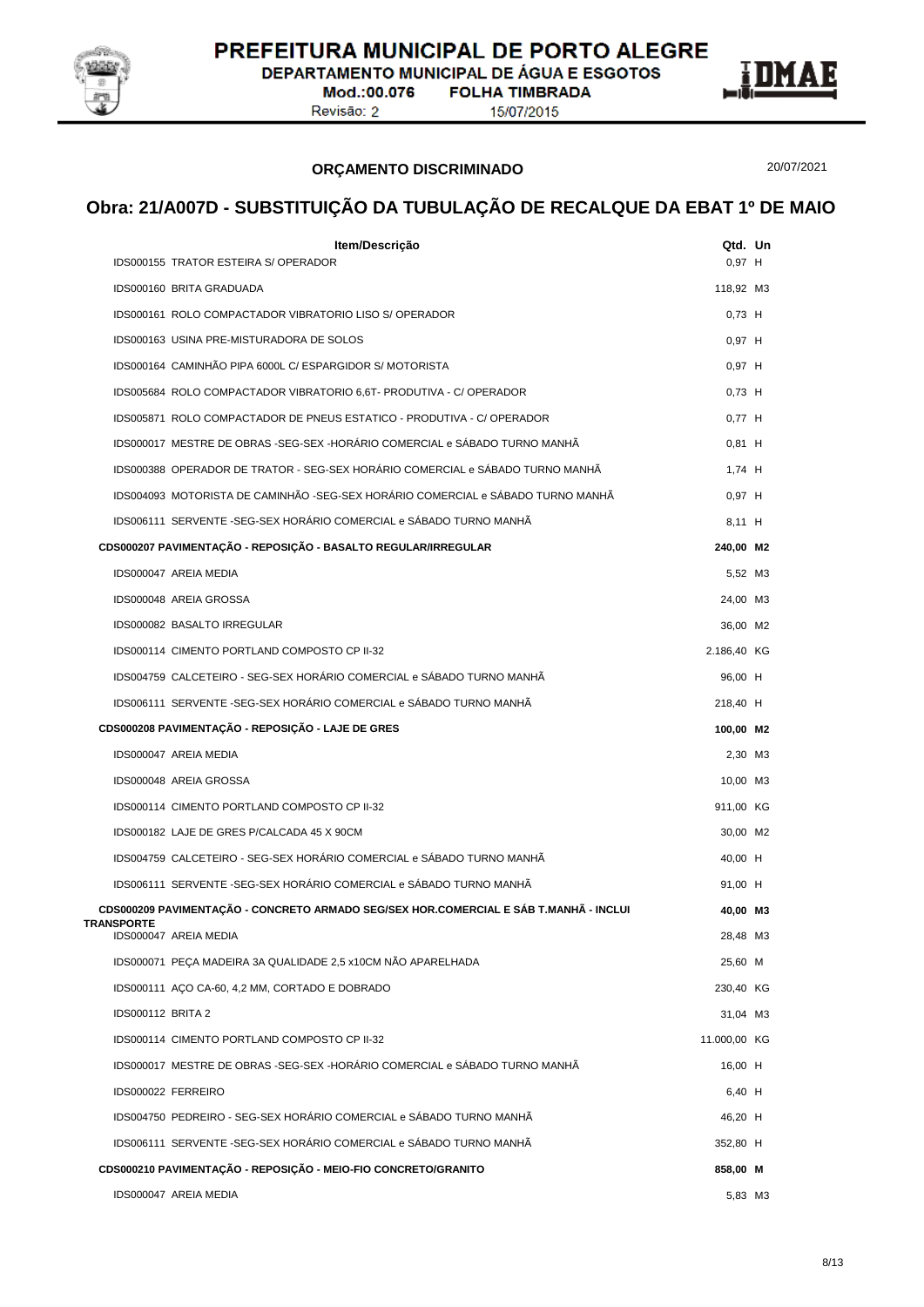PREFEITURA MUNICIPAL DE PORTO ALEGRE
DEPARTAMENTO MUNICIPAL DE ÁGUA E ESGOTOS
Mod.:00.076 FOLHA TIMBRADA
Revisão: 2 15/07/2015

**ORÇAMENTO DISCRIMINADO** 20/07/2021

## Obra: 21/A007D - SUBSTITUIÇÃO DA TUBULAÇÃO DE RECALQUE DA EBAT 1º DE MAIO

| Item/Descrição | Qtd. | Un |
|---|---|---|
| IDS000155 TRATOR ESTEIRA S/ OPERADOR | 0,97 | H |
| IDS000160 BRITA GRADUADA | 118,92 | M3 |
| IDS000161 ROLO COMPACTADOR VIBRATORIO LISO S/ OPERADOR | 0,73 | H |
| IDS000163 USINA PRE-MISTURADORA DE SOLOS | 0,97 | H |
| IDS000164 CAMINHÃO PIPA 6000L C/ ESPARGIDOR S/ MOTORISTA | 0,97 | H |
| IDS005684 ROLO COMPACTADOR VIBRATORIO 6,6T- PRODUTIVA - C/ OPERADOR | 0,73 | H |
| IDS005871 ROLO COMPACTADOR DE PNEUS ESTATICO - PRODUTIVA - C/ OPERADOR | 0,77 | H |
| IDS000017 MESTRE DE OBRAS -SEG-SEX -HORÁRIO COMERCIAL e SÁBADO TURNO MANHÃ | 0,81 | H |
| IDS000388 OPERADOR DE TRATOR - SEG-SEX HORÁRIO COMERCIAL e SÁBADO TURNO MANHÃ | 1,74 | H |
| IDS004093 MOTORISTA DE CAMINHÃO -SEG-SEX HORÁRIO COMERCIAL e SÁBADO TURNO MANHÃ | 0,97 | H |
| IDS006111 SERVENTE -SEG-SEX HORÁRIO COMERCIAL e SÁBADO TURNO MANHÃ | 8,11 | H |
| **CDS000207 PAVIMENTAÇÃO - REPOSIÇÃO - BASALTO REGULAR/IRREGULAR** | **240,00** | **M2** |
| IDS000047 AREIA MEDIA | 5,52 | M3 |
| IDS000048 AREIA GROSSA | 24,00 | M3 |
| IDS000082 BASALTO IRREGULAR | 36,00 | M2 |
| IDS000114 CIMENTO PORTLAND COMPOSTO CP II-32 | 2.186,40 | KG |
| IDS004759 CALCETEIRO - SEG-SEX HORÁRIO COMERCIAL e SÁBADO TURNO MANHÃ | 96,00 | H |
| IDS006111 SERVENTE -SEG-SEX HORÁRIO COMERCIAL e SÁBADO TURNO MANHÃ | 218,40 | H |
| **CDS000208 PAVIMENTAÇÃO - REPOSIÇÃO - LAJE DE GRES** | **100,00** | **M2** |
| IDS000047 AREIA MEDIA | 2,30 | M3 |
| IDS000048 AREIA GROSSA | 10,00 | M3 |
| IDS000114 CIMENTO PORTLAND COMPOSTO CP II-32 | 911,00 | KG |
| IDS000182 LAJE DE GRES P/CALCADA 45 X 90CM | 30,00 | M2 |
| IDS004759 CALCETEIRO - SEG-SEX HORÁRIO COMERCIAL e SÁBADO TURNO MANHÃ | 40,00 | H |
| IDS006111 SERVENTE -SEG-SEX HORÁRIO COMERCIAL e SÁBADO TURNO MANHÃ | 91,00 | H |
| **CDS000209 PAVIMENTAÇÃO - CONCRETO ARMADO SEG/SEX HOR.COMERCIAL E SÁB T.MANHÃ - INCLUI TRANSPORTE** | **40,00** | **M3** |
| IDS000047 AREIA MEDIA | 28,48 | M3 |
| IDS000071 PEÇA MADEIRA 3A QUALIDADE 2,5 x10CM NÃO APARELHADA | 25,60 | M |
| IDS000111 AÇO CA-60, 4,2 MM, CORTADO E DOBRADO | 230,40 | KG |
| IDS000112 BRITA 2 | 31,04 | M3 |
| IDS000114 CIMENTO PORTLAND COMPOSTO CP II-32 | 11.000,00 | KG |
| IDS000017 MESTRE DE OBRAS -SEG-SEX -HORÁRIO COMERCIAL e SÁBADO TURNO MANHÃ | 16,00 | H |
| IDS000022 FERREIRO | 6,40 | H |
| IDS004750 PEDREIRO - SEG-SEX HORÁRIO COMERCIAL e SÁBADO TURNO MANHÃ | 46,20 | H |
| IDS006111 SERVENTE -SEG-SEX HORÁRIO COMERCIAL e SÁBADO TURNO MANHÃ | 352,80 | H |
| **CDS000210 PAVIMENTAÇÃO - REPOSIÇÃO - MEIO-FIO CONCRETO/GRANITO** | **858,00** | **M** |
| IDS000047 AREIA MEDIA | 5,83 | M3 |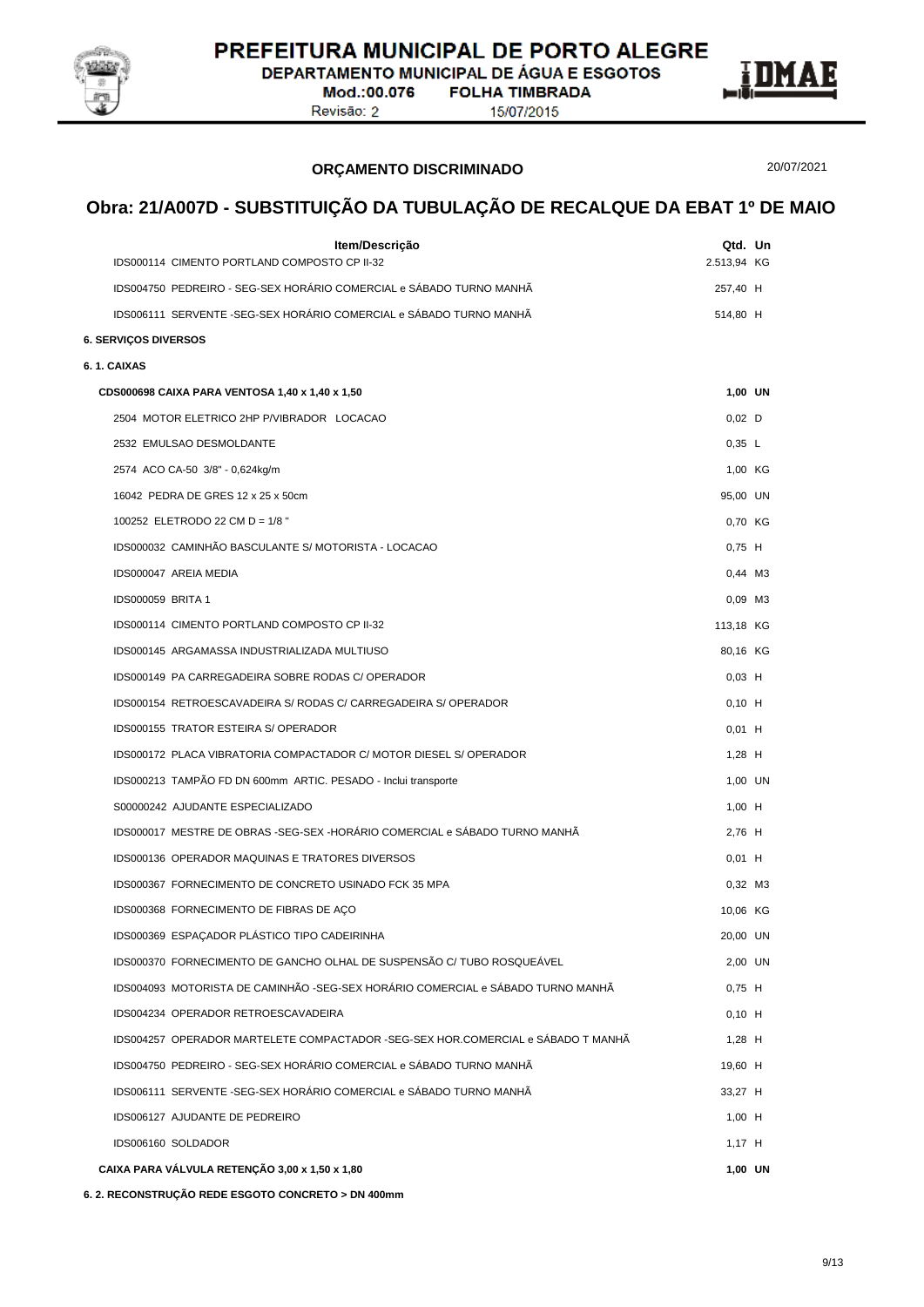## ORÇAMENTO DISCRIMINADO

20/07/2021

# Obra: 21/A007D - SUBSTITUIÇÃO DA TUBULAÇÃO DE RECALQUE DA EBAT 1º DE MAIO

| Item/Descrição | Qtd. | Un |
|---|---|---|
| IDS000114 CIMENTO PORTLAND COMPOSTO CP II-32 | 2.513,94 | KG |
| IDS004750 PEDREIRO - SEG-SEX HORÁRIO COMERCIAL e SÁBADO TURNO MANHÃ | 257,40 | H |
| IDS006111 SERVENTE -SEG-SEX HORÁRIO COMERCIAL e SÁBADO TURNO MANHÃ | 514,80 | H |
| **6. SERVIÇOS DIVERSOS** | | |
| **6. 1. CAIXAS** | | |
| **CDS000698 CAIXA PARA VENTOSA 1,40 x 1,40 x 1,50** | **1,00** | **UN** |
| 2504 MOTOR ELETRICO 2HP P/VIBRADOR LOCACAO | 0,02 | D |
| 2532 EMULSAO DESMOLDANTE | 0,35 | L |
| 2574 ACO CA-50 3/8" - 0,624kg/m | 1,00 | KG |
| 16042 PEDRA DE GRES 12 x 25 x 50cm | 95,00 | UN |
| 100252 ELETRODO 22 CM D = 1/8 " | 0,70 | KG |
| IDS000032 CAMINHÃO BASCULANTE S/ MOTORISTA - LOCACAO | 0,75 | H |
| IDS000047 AREIA MEDIA | 0,44 | M3 |
| IDS000059 BRITA 1 | 0,09 | M3 |
| IDS000114 CIMENTO PORTLAND COMPOSTO CP II-32 | 113,18 | KG |
| IDS000145 ARGAMASSA INDUSTRIALIZADA MULTIUSO | 80,16 | KG |
| IDS000149 PA CARREGADEIRA SOBRE RODAS C/ OPERADOR | 0,03 | H |
| IDS000154 RETROESCAVADEIRA S/ RODAS C/ CARREGADEIRA S/ OPERADOR | 0,10 | H |
| IDS000155 TRATOR ESTEIRA S/ OPERADOR | 0,01 | H |
| IDS000172 PLACA VIBRATORIA COMPACTADOR C/ MOTOR DIESEL S/ OPERADOR | 1,28 | H |
| IDS000213 TAMPÃO FD DN 600mm ARTIC. PESADO - Inclui transporte | 1,00 | UN |
| S00000242 AJUDANTE ESPECIALIZADO | 1,00 | H |
| IDS000017 MESTRE DE OBRAS -SEG-SEX -HORÁRIO COMERCIAL e SÁBADO TURNO MANHÃ | 2,76 | H |
| IDS000136 OPERADOR MAQUINAS E TRATORES DIVERSOS | 0,01 | H |
| IDS000367 FORNECIMENTO DE CONCRETO USINADO FCK 35 MPA | 0,32 | M3 |
| IDS000368 FORNECIMENTO DE FIBRAS DE AÇO | 10,06 | KG |
| IDS000369 ESPAÇADOR PLÁSTICO TIPO CADEIRINHA | 20,00 | UN |
| IDS000370 FORNECIMENTO DE GANCHO OLHAL DE SUSPENSÃO C/ TUBO ROSQUEÁVEL | 2,00 | UN |
| IDS004093 MOTORISTA DE CAMINHÃO -SEG-SEX HORÁRIO COMERCIAL e SÁBADO TURNO MANHÃ | 0,75 | H |
| IDS004234 OPERADOR RETROESCAVADEIRA | 0,10 | H |
| IDS004257 OPERADOR MARTELETE COMPACTADOR -SEG-SEX HOR.COMERCIAL e SÁBADO T MANHÃ | 1,28 | H |
| IDS004750 PEDREIRO - SEG-SEX HORÁRIO COMERCIAL e SÁBADO TURNO MANHÃ | 19,60 | H |
| IDS006111 SERVENTE -SEG-SEX HORÁRIO COMERCIAL e SÁBADO TURNO MANHÃ | 33,27 | H |
| IDS006127 AJUDANTE DE PEDREIRO | 1,00 | H |
| IDS006160 SOLDADOR | 1,17 | H |
| **CAIXA PARA VÁLVULA RETENÇÃO 3,00 x 1,50 x 1,80** | **1,00** | **UN** |
| **6. 2. RECONSTRUÇÃO REDE ESGOTO CONCRETO > DN 400mm** | | |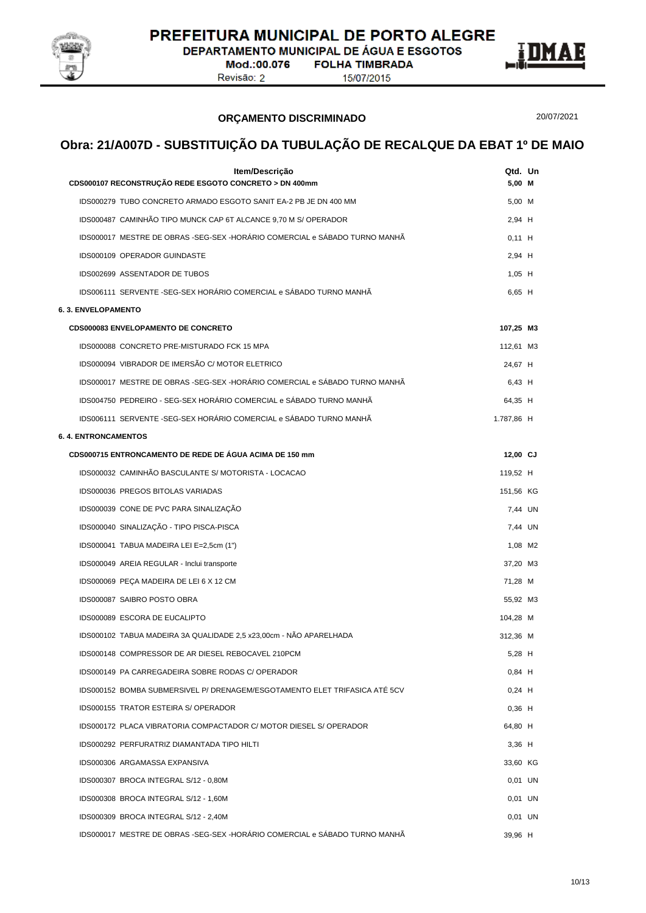**PREFEITURA MUNICIPAL DE PORTO ALEGRE**
**DEPARTAMENTO MUNICIPAL DE ÁGUA E ESGOTOS**
Mod.:00.076 FOLHA TIMBRADA
Revisão: 2 15/07/2015

## ORÇAMENTO DISCRIMINADO

20/07/2021

# Obra: 21/A007D - SUBSTITUIÇÃO DA TUBULAÇÃO DE RECALQUE DA EBAT 1º DE MAIO

| Item/Descrição | Qtd. | Un |
|---|---|---|
| **CDS000107 RECONSTRUÇÃO REDE ESGOTO CONCRETO > DN 400mm** | **5,00** | **M** |
| IDS000279 TUBO CONCRETO ARMADO ESGOTO SANIT EA-2 PB JE DN 400 MM | 5,00 | M |
| IDS000487 CAMINHÃO TIPO MUNCK CAP 6T ALCANCE 9,70 M S/ OPERADOR | 2,94 | H |
| IDS000017 MESTRE DE OBRAS -SEG-SEX -HORÁRIO COMERCIAL e SÁBADO TURNO MANHÃ | 0,11 | H |
| IDS000109 OPERADOR GUINDASTE | 2,94 | H |
| IDS002699 ASSENTADOR DE TUBOS | 1,05 | H |
| IDS006111 SERVENTE -SEG-SEX HORÁRIO COMERCIAL e SÁBADO TURNO MANHÃ | 6,65 | H |
| **6. 3. ENVELOPAMENTO** | | |
| **CDS000083 ENVELOPAMENTO DE CONCRETO** | **107,25** | **M3** |
| IDS000088 CONCRETO PRE-MISTURADO FCK 15 MPA | 112,61 | M3 |
| IDS000094 VIBRADOR DE IMERSÃO C/ MOTOR ELETRICO | 24,67 | H |
| IDS000017 MESTRE DE OBRAS -SEG-SEX -HORÁRIO COMERCIAL e SÁBADO TURNO MANHÃ | 6,43 | H |
| IDS004750 PEDREIRO - SEG-SEX HORÁRIO COMERCIAL e SÁBADO TURNO MANHÃ | 64,35 | H |
| IDS006111 SERVENTE -SEG-SEX HORÁRIO COMERCIAL e SÁBADO TURNO MANHÃ | 1.787,86 | H |
| **6. 4. ENTRONCAMENTOS** | | |
| **CDS000715 ENTRONCAMENTO DE REDE DE ÁGUA ACIMA DE 150 mm** | **12,00** | **CJ** |
| IDS000032 CAMINHÃO BASCULANTE S/ MOTORISTA - LOCACAO | 119,52 | H |
| IDS000036 PREGOS BITOLAS VARIADAS | 151,56 | KG |
| IDS000039 CONE DE PVC PARA SINALIZAÇÃO | 7,44 | UN |
| IDS000040 SINALIZAÇÃO - TIPO PISCA-PISCA | 7,44 | UN |
| IDS000041 TABUA MADEIRA LEI E=2,5cm (1") | 1,08 | M2 |
| IDS000049 AREIA REGULAR - Inclui transporte | 37,20 | M3 |
| IDS000069 PEÇA MADEIRA DE LEI 6 X 12 CM | 71,28 | M |
| IDS000087 SAIBRO POSTO OBRA | 55,92 | M3 |
| IDS000089 ESCORA DE EUCALIPTO | 104,28 | M |
| IDS000102 TABUA MADEIRA 3A QUALIDADE 2,5 x23,00cm - NÃO APARELHADA | 312,36 | M |
| IDS000148 COMPRESSOR DE AR DIESEL REBOCAVEL 210PCM | 5,28 | H |
| IDS000149 PA CARREGADEIRA SOBRE RODAS C/ OPERADOR | 0,84 | H |
| IDS000152 BOMBA SUBMERSIVEL P/ DRENAGEM/ESGOTAMENTO ELET TRIFASICA ATÉ 5CV | 0,24 | H |
| IDS000155 TRATOR ESTEIRA S/ OPERADOR | 0,36 | H |
| IDS000172 PLACA VIBRATORIA COMPACTADOR C/ MOTOR DIESEL S/ OPERADOR | 64,80 | H |
| IDS000292 PERFURATRIZ DIAMANTADA TIPO HILTI | 3,36 | H |
| IDS000306 ARGAMASSA EXPANSIVA | 33,60 | KG |
| IDS000307 BROCA INTEGRAL S/12 - 0,80M | 0,01 | UN |
| IDS000308 BROCA INTEGRAL S/12 - 1,60M | 0,01 | UN |
| IDS000309 BROCA INTEGRAL S/12 - 2,40M | 0,01 | UN |
| IDS000017 MESTRE DE OBRAS -SEG-SEX -HORÁRIO COMERCIAL e SÁBADO TURNO MANHÃ | 39,96 | H |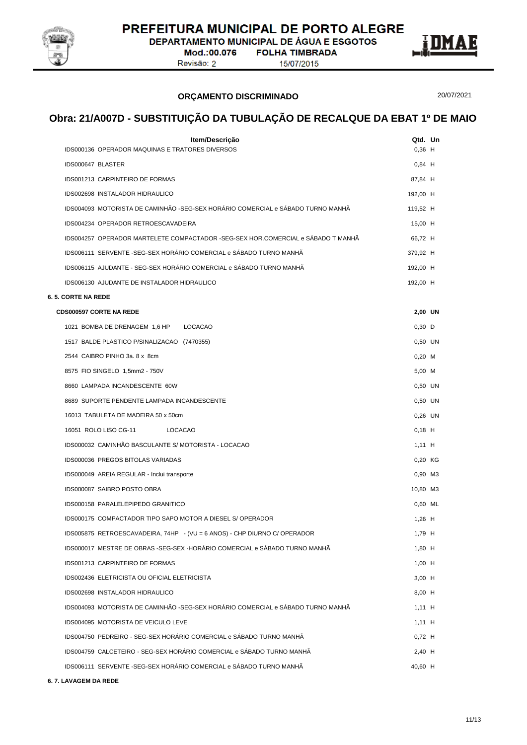PREFEITURA MUNICIPAL DE PORTO ALEGRE
DEPARTAMENTO MUNICIPAL DE ÁGUA E ESGOTOS
Mod.:00.076 FOLHA TIMBRADA
Revisão: 2 15/07/2015

## ORÇAMENTO DISCRIMINADO

20/07/2021

# Obra: 21/A007D - SUBSTITUIÇÃO DA TUBULAÇÃO DE RECALQUE DA EBAT 1º DE MAIO

| Item/Descrição | Qtd. | Un |
|---|---|---|
| IDS000136 OPERADOR MAQUINAS E TRATORES DIVERSOS | 0,36 | H |
| IDS000647 BLASTER | 0,84 | H |
| IDS001213 CARPINTEIRO DE FORMAS | 87,84 | H |
| IDS002698 INSTALADOR HIDRAULICO | 192,00 | H |
| IDS004093 MOTORISTA DE CAMINHÃO -SEG-SEX HORÁRIO COMERCIAL e SÁBADO TURNO MANHÃ | 119,52 | H |
| IDS004234 OPERADOR RETROESCAVADEIRA | 15,00 | H |
| IDS004257 OPERADOR MARTELETE COMPACTADOR -SEG-SEX HOR.COMERCIAL e SÁBADO T MANHÃ | 66,72 | H |
| IDS006111 SERVENTE -SEG-SEX HORÁRIO COMERCIAL e SÁBADO TURNO MANHÃ | 379,92 | H |
| IDS006115 AJUDANTE - SEG-SEX HORÁRIO COMERCIAL e SÁBADO TURNO MANHÃ | 192,00 | H |
| IDS006130 AJUDANTE DE INSTALADOR HIDRAULICO | 192,00 | H |
| **6. 5. CORTE NA REDE** | | |
| **CDS000597 CORTE NA REDE** | **2,00** | **UN** |
| 1021 BOMBA DE DRENAGEM 1,6 HP LOCACAO | 0,30 | D |
| 1517 BALDE PLASTICO P/SINALIZACAO (7470355) | 0,50 | UN |
| 2544 CAIBRO PINHO 3a. 8 x 8cm | 0,20 | M |
| 8575 FIO SINGELO 1,5mm2 - 750V | 5,00 | M |
| 8660 LAMPADA INCANDESCENTE 60W | 0,50 | UN |
| 8689 SUPORTE PENDENTE LAMPADA INCANDESCENTE | 0,50 | UN |
| 16013 TABULETA DE MADEIRA 50 x 50cm | 0,26 | UN |
| 16051 ROLO LISO CG-11 LOCACAO | 0,18 | H |
| IDS000032 CAMINHÃO BASCULANTE S/ MOTORISTA - LOCACAO | 1,11 | H |
| IDS000036 PREGOS BITOLAS VARIADAS | 0,20 | KG |
| IDS000049 AREIA REGULAR - Inclui transporte | 0,90 | M3 |
| IDS000087 SAIBRO POSTO OBRA | 10,80 | M3 |
| IDS000158 PARALELEPIPEDO GRANITICO | 0,60 | ML |
| IDS000175 COMPACTADOR TIPO SAPO MOTOR A DIESEL S/ OPERADOR | 1,26 | H |
| IDS005875 RETROESCAVADEIRA, 74HP - (VU = 6 ANOS) - CHP DIURNO C/ OPERADOR | 1,79 | H |
| IDS000017 MESTRE DE OBRAS -SEG-SEX -HORÁRIO COMERCIAL e SÁBADO TURNO MANHÃ | 1,80 | H |
| IDS001213 CARPINTEIRO DE FORMAS | 1,00 | H |
| IDS002436 ELETRICISTA OU OFICIAL ELETRICISTA | 3,00 | H |
| IDS002698 INSTALADOR HIDRAULICO | 8,00 | H |
| IDS004093 MOTORISTA DE CAMINHÃO -SEG-SEX HORÁRIO COMERCIAL e SÁBADO TURNO MANHÃ | 1,11 | H |
| IDS004095 MOTORISTA DE VEICULO LEVE | 1,11 | H |
| IDS004750 PEDREIRO - SEG-SEX HORÁRIO COMERCIAL e SÁBADO TURNO MANHÃ | 0,72 | H |
| IDS004759 CALCETEIRO - SEG-SEX HORÁRIO COMERCIAL e SÁBADO TURNO MANHÃ | 2,40 | H |
| IDS006111 SERVENTE -SEG-SEX HORÁRIO COMERCIAL e SÁBADO TURNO MANHÃ | 40,60 | H |
| **6. 7. LAVAGEM DA REDE** | | |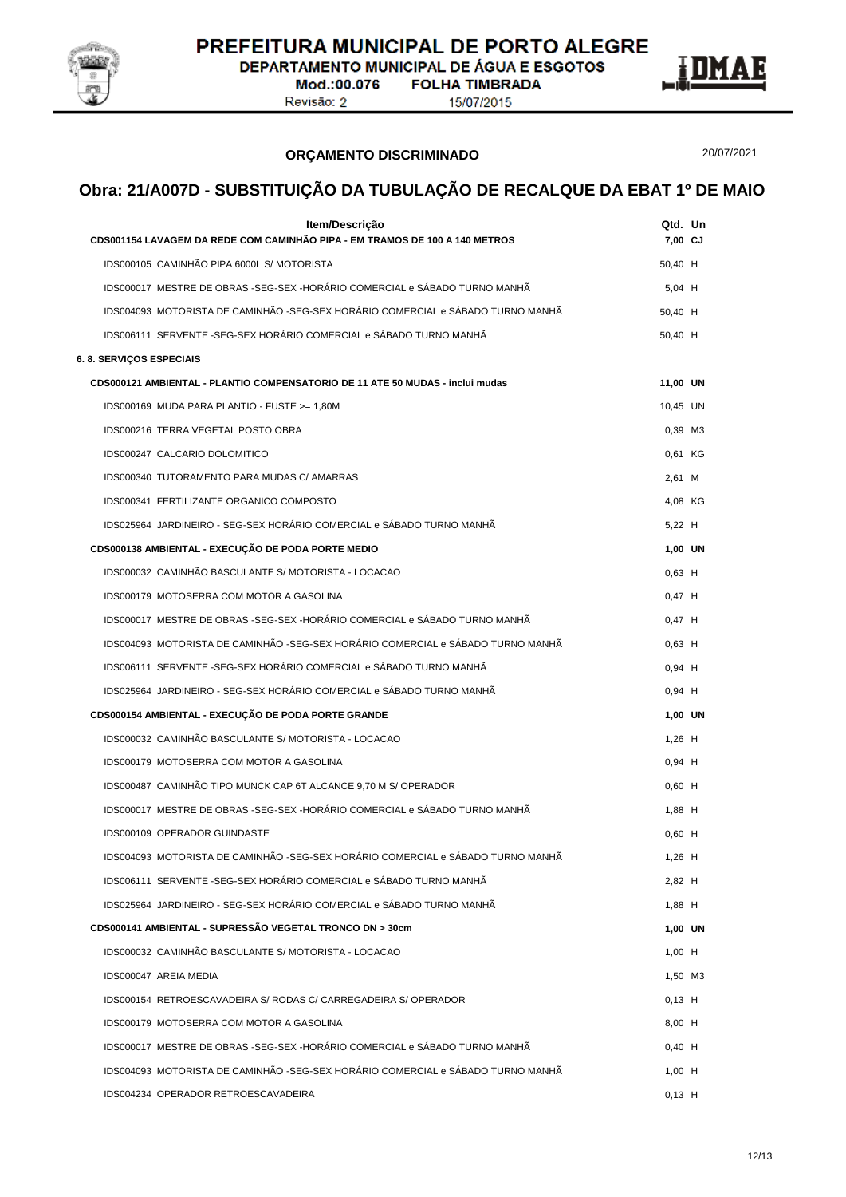## ORÇAMENTO DISCRIMINADO

20/07/2021

# Obra: 21/A007D - SUBSTITUIÇÃO DA TUBULAÇÃO DE RECALQUE DA EBAT 1º DE MAIO

| Item/Descrição | Qtd. | Un |
|---|---|---|
| **CDS001154 LAVAGEM DA REDE COM CAMINHÃO PIPA - EM TRAMOS DE 100 A 140 METROS** | **7,00** | **CJ** |
| IDS000105 CAMINHÃO PIPA 6000L S/ MOTORISTA | 50,40 | H |
| IDS000017 MESTRE DE OBRAS -SEG-SEX -HORÁRIO COMERCIAL e SÁBADO TURNO MANHÃ | 5,04 | H |
| IDS004093 MOTORISTA DE CAMINHÃO -SEG-SEX HORÁRIO COMERCIAL e SÁBADO TURNO MANHÃ | 50,40 | H |
| IDS006111 SERVENTE -SEG-SEX HORÁRIO COMERCIAL e SÁBADO TURNO MANHÃ | 50,40 | H |
| **6. 8. SERVIÇOS ESPECIAIS** | | |
| **CDS000121 AMBIENTAL - PLANTIO COMPENSATORIO DE 11 ATE 50 MUDAS - inclui mudas** | **11,00** | **UN** |
| IDS000169 MUDA PARA PLANTIO - FUSTE >= 1,80M | 10,45 | UN |
| IDS000216 TERRA VEGETAL POSTO OBRA | 0,39 | M3 |
| IDS000247 CALCARIO DOLOMITICO | 0,61 | KG |
| IDS000340 TUTORAMENTO PARA MUDAS C/ AMARRAS | 2,61 | M |
| IDS000341 FERTILIZANTE ORGANICO COMPOSTO | 4,08 | KG |
| IDS025964 JARDINEIRO - SEG-SEX HORÁRIO COMERCIAL e SÁBADO TURNO MANHÃ | 5,22 | H |
| **CDS000138 AMBIENTAL - EXECUÇÃO DE PODA PORTE MEDIO** | **1,00** | **UN** |
| IDS000032 CAMINHÃO BASCULANTE S/ MOTORISTA - LOCACAO | 0,63 | H |
| IDS000179 MOTOSERRA COM MOTOR A GASOLINA | 0,47 | H |
| IDS000017 MESTRE DE OBRAS -SEG-SEX -HORÁRIO COMERCIAL e SÁBADO TURNO MANHÃ | 0,47 | H |
| IDS004093 MOTORISTA DE CAMINHÃO -SEG-SEX HORÁRIO COMERCIAL e SÁBADO TURNO MANHÃ | 0,63 | H |
| IDS006111 SERVENTE -SEG-SEX HORÁRIO COMERCIAL e SÁBADO TURNO MANHÃ | 0,94 | H |
| IDS025964 JARDINEIRO - SEG-SEX HORÁRIO COMERCIAL e SÁBADO TURNO MANHÃ | 0,94 | H |
| **CDS000154 AMBIENTAL - EXECUÇÃO DE PODA PORTE GRANDE** | **1,00** | **UN** |
| IDS000032 CAMINHÃO BASCULANTE S/ MOTORISTA - LOCACAO | 1,26 | H |
| IDS000179 MOTOSERRA COM MOTOR A GASOLINA | 0,94 | H |
| IDS000487 CAMINHÃO TIPO MUNCK CAP 6T ALCANCE 9,70 M S/ OPERADOR | 0,60 | H |
| IDS000017 MESTRE DE OBRAS -SEG-SEX -HORÁRIO COMERCIAL e SÁBADO TURNO MANHÃ | 1,88 | H |
| IDS000109 OPERADOR GUINDASTE | 0,60 | H |
| IDS004093 MOTORISTA DE CAMINHÃO -SEG-SEX HORÁRIO COMERCIAL e SÁBADO TURNO MANHÃ | 1,26 | H |
| IDS006111 SERVENTE -SEG-SEX HORÁRIO COMERCIAL e SÁBADO TURNO MANHÃ | 2,82 | H |
| IDS025964 JARDINEIRO - SEG-SEX HORÁRIO COMERCIAL e SÁBADO TURNO MANHÃ | 1,88 | H |
| **CDS000141 AMBIENTAL - SUPRESSÃO VEGETAL TRONCO DN > 30cm** | **1,00** | **UN** |
| IDS000032 CAMINHÃO BASCULANTE S/ MOTORISTA - LOCACAO | 1,00 | H |
| IDS000047 AREIA MEDIA | 1,50 | M3 |
| IDS000154 RETROESCAVADEIRA S/ RODAS C/ CARREGADEIRA S/ OPERADOR | 0,13 | H |
| IDS000179 MOTOSERRA COM MOTOR A GASOLINA | 8,00 | H |
| IDS000017 MESTRE DE OBRAS -SEG-SEX -HORÁRIO COMERCIAL e SÁBADO TURNO MANHÃ | 0,40 | H |
| IDS004093 MOTORISTA DE CAMINHÃO -SEG-SEX HORÁRIO COMERCIAL e SÁBADO TURNO MANHÃ | 1,00 | H |
| IDS004234 OPERADOR RETROESCAVADEIRA | 0,13 | H |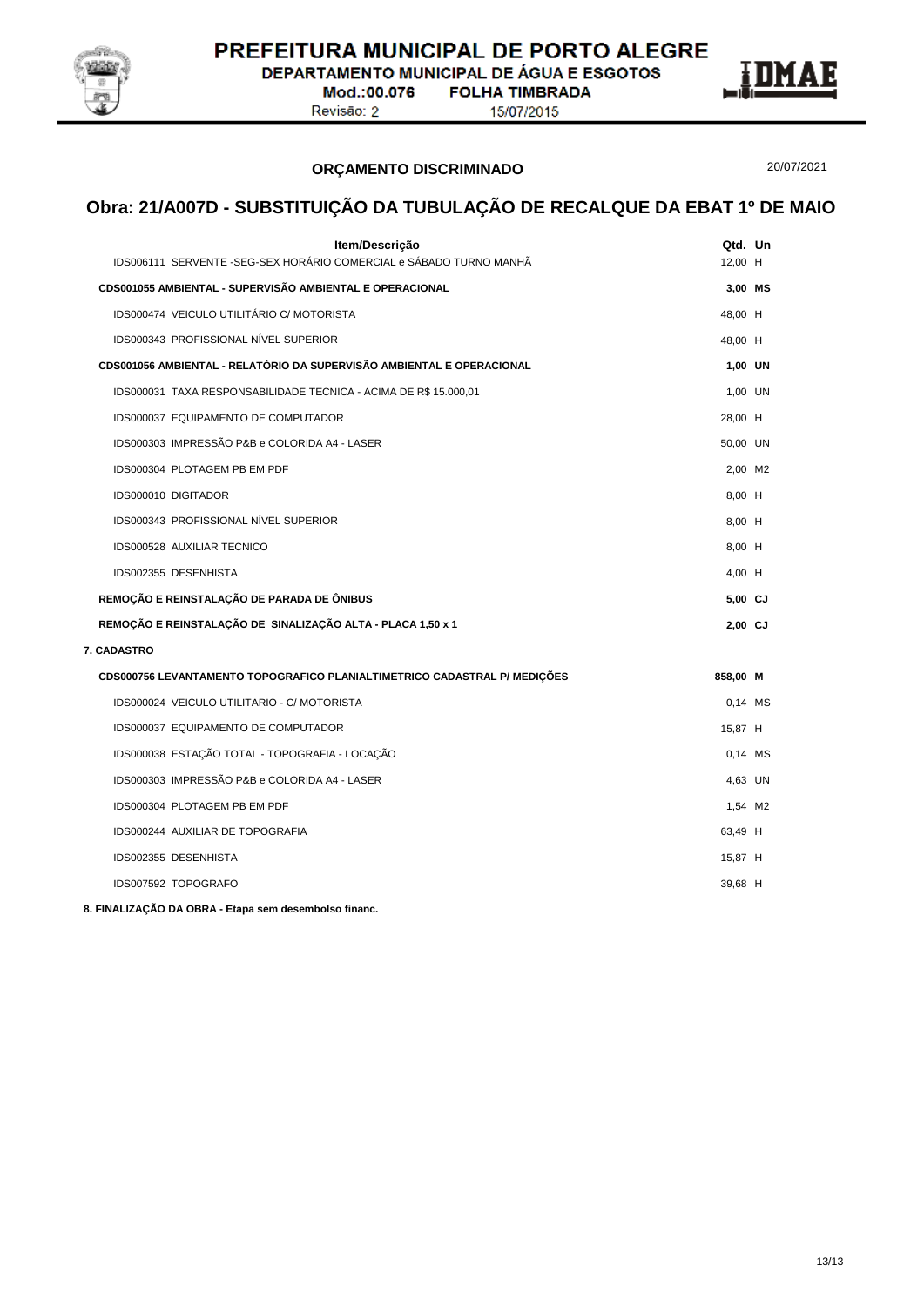PREFEITURA MUNICIPAL DE PORTO ALEGRE
DEPARTAMENTO MUNICIPAL DE ÁGUA E ESGOTOS
Mod.:00.076 FOLHA TIMBRADA
Revisão: 2 15/07/2015

## ORÇAMENTO DISCRIMINADO

20/07/2021

# Obra: 21/A007D - SUBSTITUIÇÃO DA TUBULAÇÃO DE RECALQUE DA EBAT 1º DE MAIO

| Item/Descrição | Qtd. | Un |
|---|---|---|
| IDS006111 SERVENTE -SEG-SEX HORÁRIO COMERCIAL e SÁBADO TURNO MANHÃ | 12,00 | H |
| **CDS001055 AMBIENTAL - SUPERVISÃO AMBIENTAL E OPERACIONAL** | **3,00** | **MS** |
| IDS000474 VEICULO UTILITÁRIO C/ MOTORISTA | 48,00 | H |
| IDS000343 PROFISSIONAL NÍVEL SUPERIOR | 48,00 | H |
| **CDS001056 AMBIENTAL - RELATÓRIO DA SUPERVISÃO AMBIENTAL E OPERACIONAL** | **1,00** | **UN** |
| IDS000031 TAXA RESPONSABILIDADE TECNICA - ACIMA DE R$ 15.000,01 | 1,00 | UN |
| IDS000037 EQUIPAMENTO DE COMPUTADOR | 28,00 | H |
| IDS000303 IMPRESSÃO P&B e COLORIDA A4 - LASER | 50,00 | UN |
| IDS000304 PLOTAGEM PB EM PDF | 2,00 | M2 |
| IDS000010 DIGITADOR | 8,00 | H |
| IDS000343 PROFISSIONAL NÍVEL SUPERIOR | 8,00 | H |
| IDS000528 AUXILIAR TECNICO | 8,00 | H |
| IDS002355 DESENHISTA | 4,00 | H |
| **REMOÇÃO E REINSTALAÇÃO DE PARADA DE ÔNIBUS** | **5,00** | **CJ** |
| **REMOÇÃO E REINSTALAÇÃO DE SINALIZAÇÃO ALTA - PLACA 1,50 x 1** | **2,00** | **CJ** |
| **7. CADASTRO** | | |
| **CDS000756 LEVANTAMENTO TOPOGRAFICO PLANIALTIMETRICO CADASTRAL P/ MEDIÇÕES** | **858,00** | **M** |
| IDS000024 VEICULO UTILITARIO - C/ MOTORISTA | 0,14 | MS |
| IDS000037 EQUIPAMENTO DE COMPUTADOR | 15,87 | H |
| IDS000038 ESTAÇÃO TOTAL - TOPOGRAFIA - LOCAÇÃO | 0,14 | MS |
| IDS000303 IMPRESSÃO P&B e COLORIDA A4 - LASER | 4,63 | UN |
| IDS000304 PLOTAGEM PB EM PDF | 1,54 | M2 |
| IDS000244 AUXILIAR DE TOPOGRAFIA | 63,49 | H |
| IDS002355 DESENHISTA | 15,87 | H |
| IDS007592 TOPOGRAFO | 39,68 | H |
| **8. FINALIZAÇÃO DA OBRA - Etapa sem desembolso financ.** | | |